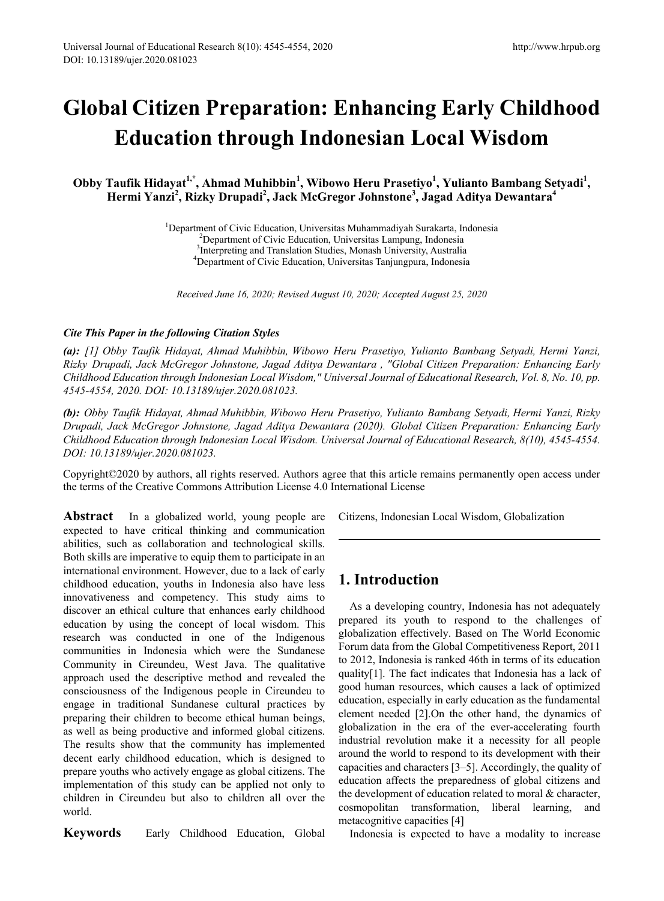# Global Citizen Preparation: Enhancing Early Childhood Education through Indonesian Local Wisdom

**Obby Taufik Hidayat[1,*], Ahmad Muhibbin[1], Wibowo Heru Prasetiyo[1], Yulianto Bambang Setyadi[1], Hermi Yanzi[2], Rizky Drupadi[2], Jack McGregor Johnstone[3], Jagad Aditya Dewantara[4]**

[1]Department of Civic Education, Universitas Muhammadiyah Surakarta, Indonesia
[2]Department of Civic Education, Universitas Lampung, Indonesia
[3]Interpreting and Translation Studies, Monash University, Australia
[4]Department of Civic Education, Universitas Tanjungpura, Indonesia

*Received June 16, 2020; Revised August 10, 2020; Accepted August 25, 2020*

***Cite This Paper in the following Citation Styles***

***(a):*** *[1] Obby Taufik Hidayat, Ahmad Muhibbin, Wibowo Heru Prasetiyo, Yulianto Bambang Setyadi, Hermi Yanzi, Rizky Drupadi, Jack McGregor Johnstone, Jagad Aditya Dewantara , "Global Citizen Preparation: Enhancing Early Childhood Education through Indonesian Local Wisdom," Universal Journal of Educational Research, Vol. 8, No. 10, pp. 4545-4554, 2020. DOI: 10.13189/ujer.2020.081023.*

***(b):*** *Obby Taufik Hidayat, Ahmad Muhibbin, Wibowo Heru Prasetiyo, Yulianto Bambang Setyadi, Hermi Yanzi, Rizky Drupadi, Jack McGregor Johnstone, Jagad Aditya Dewantara (2020). Global Citizen Preparation: Enhancing Early Childhood Education through Indonesian Local Wisdom. Universal Journal of Educational Research, 8(10), 4545-4554. DOI: 10.13189/ujer.2020.081023.*

Copyright©2020 by authors, all rights reserved. Authors agree that this article remains permanently open access under the terms of the Creative Commons Attribution License 4.0 International License

**Abstract** In a globalized world, young people are expected to have critical thinking and communication abilities, such as collaboration and technological skills. Both skills are imperative to equip them to participate in an international environment. However, due to a lack of early childhood education, youths in Indonesia also have less innovativeness and competency. This study aims to discover an ethical culture that enhances early childhood education by using the concept of local wisdom. This research was conducted in one of the Indigenous communities in Indonesia which were the Sundanese Community in Cireundeu, West Java. The qualitative approach used the descriptive method and revealed the consciousness of the Indigenous people in Cireundeu to engage in traditional Sundanese cultural practices by preparing their children to become ethical human beings, as well as being productive and informed global citizens. The results show that the community has implemented decent early childhood education, which is designed to prepare youths who actively engage as global citizens. The implementation of this study can be applied not only to children in Cireundeu but also to children all over the world.

**Keywords** Early Childhood Education, Global Citizens, Indonesian Local Wisdom, Globalization

## 1. Introduction

As a developing country, Indonesia has not adequately prepared its youth to respond to the challenges of globalization effectively. Based on The World Economic Forum data from the Global Competitiveness Report, 2011 to 2012, Indonesia is ranked 46th in terms of its education quality[1]. The fact indicates that Indonesia has a lack of good human resources, which causes a lack of optimized education, especially in early education as the fundamental element needed [2].On the other hand, the dynamics of globalization in the era of the ever-accelerating fourth industrial revolution make it a necessity for all people around the world to respond to its development with their capacities and characters [3–5]. Accordingly, the quality of education affects the preparedness of global citizens and the development of education related to moral & character, cosmopolitan transformation, liberal learning, and metacognitive capacities [4]

Indonesia is expected to have a modality to increase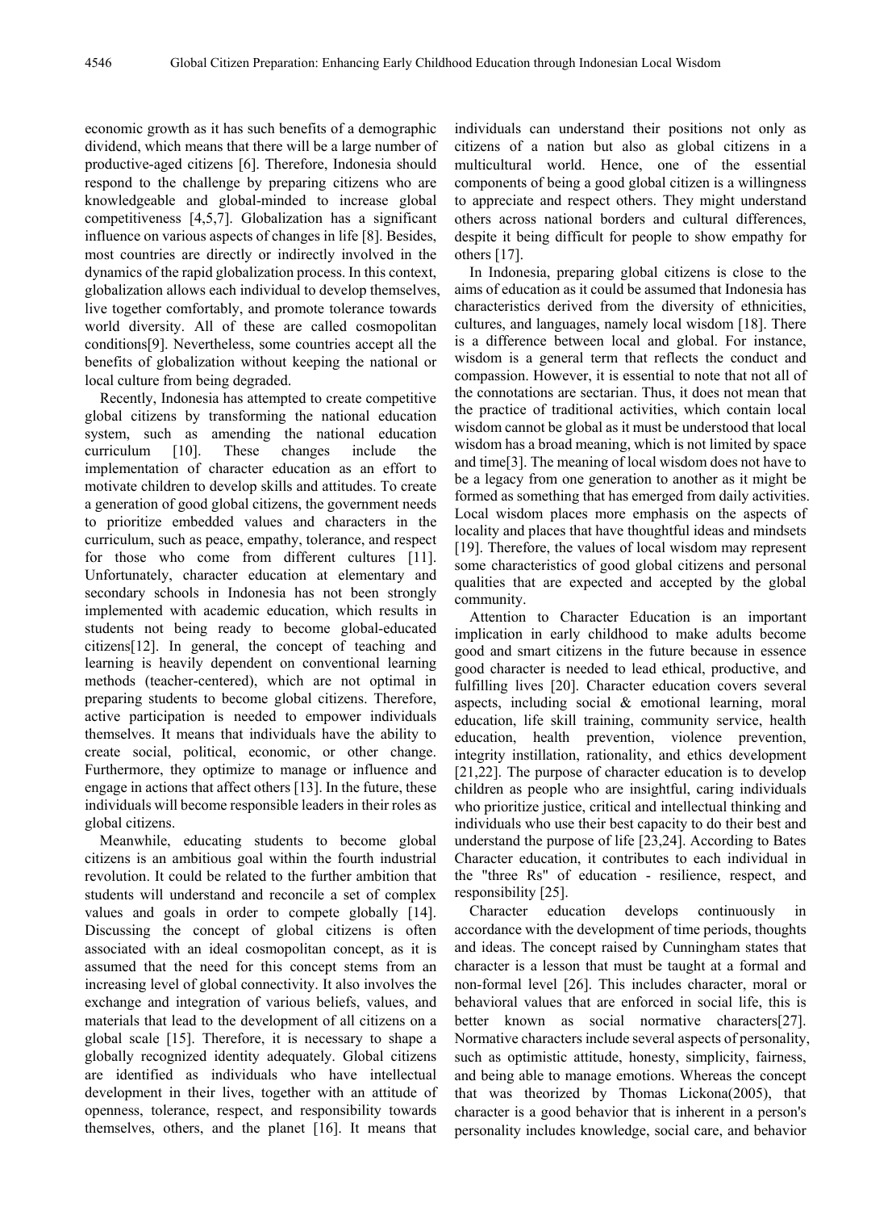economic growth as it has such benefits of a demographic dividend, which means that there will be a large number of productive-aged citizens [6]. Therefore, Indonesia should respond to the challenge by preparing citizens who are knowledgeable and global-minded to increase global competitiveness [4,5,7]. Globalization has a significant influence on various aspects of changes in life [8]. Besides, most countries are directly or indirectly involved in the dynamics of the rapid globalization process. In this context, globalization allows each individual to develop themselves, live together comfortably, and promote tolerance towards world diversity. All of these are called cosmopolitan conditions[9]. Nevertheless, some countries accept all the benefits of globalization without keeping the national or local culture from being degraded.

Recently, Indonesia has attempted to create competitive global citizens by transforming the national education system, such as amending the national education curriculum [10]. These changes include the implementation of character education as an effort to motivate children to develop skills and attitudes. To create a generation of good global citizens, the government needs to prioritize embedded values and characters in the curriculum, such as peace, empathy, tolerance, and respect for those who come from different cultures [11]. Unfortunately, character education at elementary and secondary schools in Indonesia has not been strongly implemented with academic education, which results in students not being ready to become global-educated citizens[12]. In general, the concept of teaching and learning is heavily dependent on conventional learning methods (teacher-centered), which are not optimal in preparing students to become global citizens. Therefore, active participation is needed to empower individuals themselves. It means that individuals have the ability to create social, political, economic, or other change. Furthermore, they optimize to manage or influence and engage in actions that affect others [13]. In the future, these individuals will become responsible leaders in their roles as global citizens.

Meanwhile, educating students to become global citizens is an ambitious goal within the fourth industrial revolution. It could be related to the further ambition that students will understand and reconcile a set of complex values and goals in order to compete globally [14]. Discussing the concept of global citizens is often associated with an ideal cosmopolitan concept, as it is assumed that the need for this concept stems from an increasing level of global connectivity. It also involves the exchange and integration of various beliefs, values, and materials that lead to the development of all citizens on a global scale [15]. Therefore, it is necessary to shape a globally recognized identity adequately. Global citizens are identified as individuals who have intellectual development in their lives, together with an attitude of openness, tolerance, respect, and responsibility towards themselves, others, and the planet [16]. It means that individuals can understand their positions not only as citizens of a nation but also as global citizens in a multicultural world. Hence, one of the essential components of being a good global citizen is a willingness to appreciate and respect others. They might understand others across national borders and cultural differences, despite it being difficult for people to show empathy for others [17].

In Indonesia, preparing global citizens is close to the aims of education as it could be assumed that Indonesia has characteristics derived from the diversity of ethnicities, cultures, and languages, namely local wisdom [18]. There is a difference between local and global. For instance, wisdom is a general term that reflects the conduct and compassion. However, it is essential to note that not all of the connotations are sectarian. Thus, it does not mean that the practice of traditional activities, which contain local wisdom cannot be global as it must be understood that local wisdom has a broad meaning, which is not limited by space and time[3]. The meaning of local wisdom does not have to be a legacy from one generation to another as it might be formed as something that has emerged from daily activities. Local wisdom places more emphasis on the aspects of locality and places that have thoughtful ideas and mindsets [19]. Therefore, the values of local wisdom may represent some characteristics of good global citizens and personal qualities that are expected and accepted by the global community.

Attention to Character Education is an important implication in early childhood to make adults become good and smart citizens in the future because in essence good character is needed to lead ethical, productive, and fulfilling lives [20]. Character education covers several aspects, including social & emotional learning, moral education, life skill training, community service, health education, health prevention, violence prevention, integrity instillation, rationality, and ethics development [21,22]. The purpose of character education is to develop children as people who are insightful, caring individuals who prioritize justice, critical and intellectual thinking and individuals who use their best capacity to do their best and understand the purpose of life [23,24]. According to Bates Character education, it contributes to each individual in the "three Rs" of education - resilience, respect, and responsibility [25].

Character education develops continuously in accordance with the development of time periods, thoughts and ideas. The concept raised by Cunningham states that character is a lesson that must be taught at a formal and non-formal level [26]. This includes character, moral or behavioral values that are enforced in social life, this is better known as social normative characters[27]. Normative characters include several aspects of personality, such as optimistic attitude, honesty, simplicity, fairness, and being able to manage emotions. Whereas the concept that was theorized by Thomas Lickona(2005), that character is a good behavior that is inherent in a person's personality includes knowledge, social care, and behavior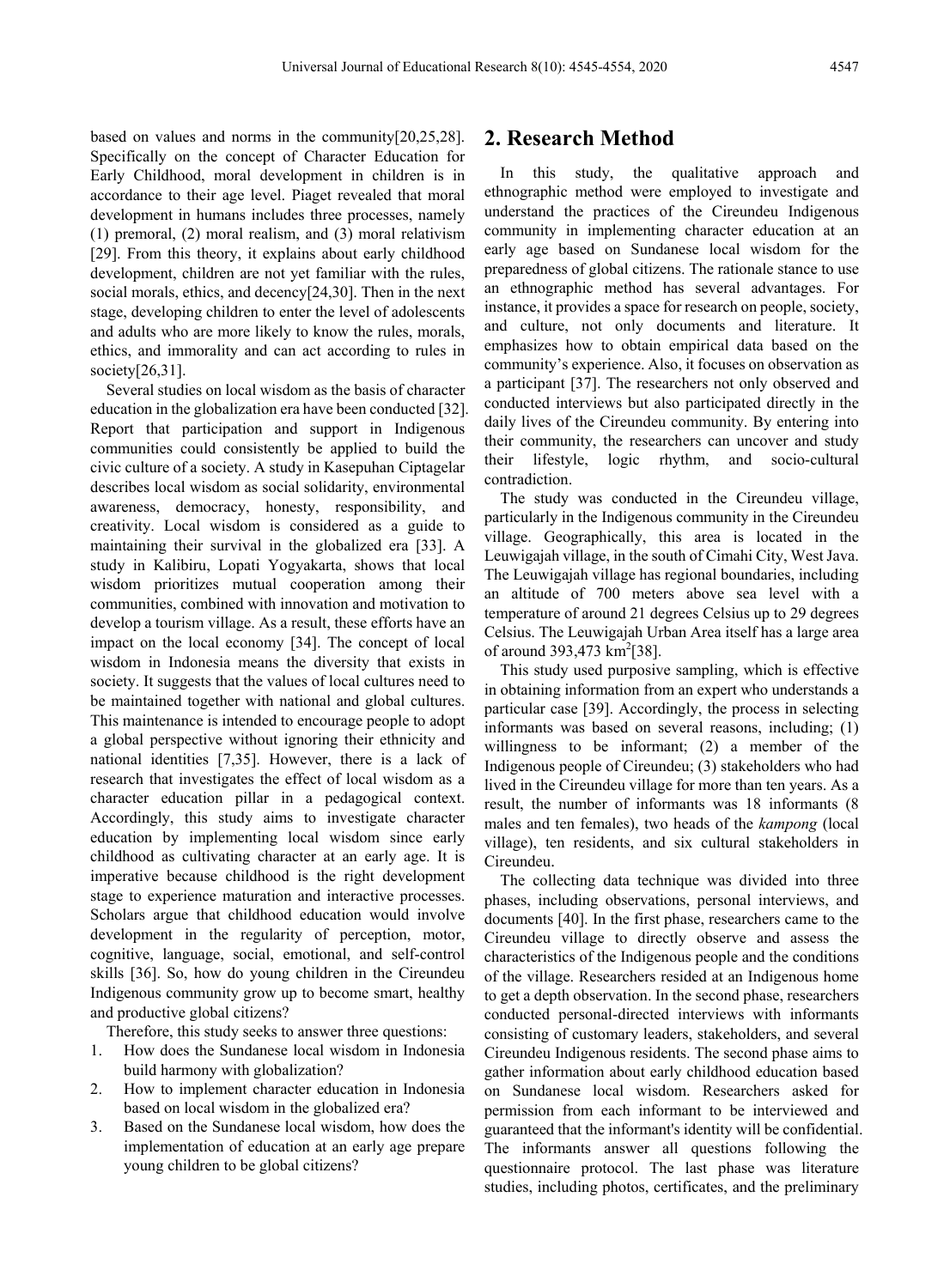based on values and norms in the community[20,25,28]. Specifically on the concept of Character Education for Early Childhood, moral development in children is in accordance to their age level. Piaget revealed that moral development in humans includes three processes, namely (1) premoral, (2) moral realism, and (3) moral relativism [29]. From this theory, it explains about early childhood development, children are not yet familiar with the rules, social morals, ethics, and decency[24,30]. Then in the next stage, developing children to enter the level of adolescents and adults who are more likely to know the rules, morals, ethics, and immorality and can act according to rules in society[26,31].

Several studies on local wisdom as the basis of character education in the globalization era have been conducted [32]. Report that participation and support in Indigenous communities could consistently be applied to build the civic culture of a society. A study in Kasepuhan Ciptagelar describes local wisdom as social solidarity, environmental awareness, democracy, honesty, responsibility, and creativity. Local wisdom is considered as a guide to maintaining their survival in the globalized era [33]. A study in Kalibiru, Lopati Yogyakarta, shows that local wisdom prioritizes mutual cooperation among their communities, combined with innovation and motivation to develop a tourism village. As a result, these efforts have an impact on the local economy [34]. The concept of local wisdom in Indonesia means the diversity that exists in society. It suggests that the values of local cultures need to be maintained together with national and global cultures. This maintenance is intended to encourage people to adopt a global perspective without ignoring their ethnicity and national identities [7,35]. However, there is a lack of research that investigates the effect of local wisdom as a character education pillar in a pedagogical context. Accordingly, this study aims to investigate character education by implementing local wisdom since early childhood as cultivating character at an early age. It is imperative because childhood is the right development stage to experience maturation and interactive processes. Scholars argue that childhood education would involve development in the regularity of perception, motor, cognitive, language, social, emotional, and self-control skills [36]. So, how do young children in the Cireundeu Indigenous community grow up to become smart, healthy and productive global citizens?

Therefore, this study seeks to answer three questions:

1. How does the Sundanese local wisdom in Indonesia build harmony with globalization?
2. How to implement character education in Indonesia based on local wisdom in the globalized era?
3. Based on the Sundanese local wisdom, how does the implementation of education at an early age prepare young children to be global citizens?

## 2. Research Method

In this study, the qualitative approach and ethnographic method were employed to investigate and understand the practices of the Cireundeu Indigenous community in implementing character education at an early age based on Sundanese local wisdom for the preparedness of global citizens. The rationale stance to use an ethnographic method has several advantages. For instance, it provides a space for research on people, society, and culture, not only documents and literature. It emphasizes how to obtain empirical data based on the community's experience. Also, it focuses on observation as a participant [37]. The researchers not only observed and conducted interviews but also participated directly in the daily lives of the Cireundeu community. By entering into their community, the researchers can uncover and study their lifestyle, logic rhythm, and socio-cultural contradiction.

The study was conducted in the Cireundeu village, particularly in the Indigenous community in the Cireundeu village. Geographically, this area is located in the Leuwigajah village, in the south of Cimahi City, West Java. The Leuwigajah village has regional boundaries, including an altitude of 700 meters above sea level with a temperature of around 21 degrees Celsius up to 29 degrees Celsius. The Leuwigajah Urban Area itself has a large area of around 393,473 $km^2$[38].

This study used purposive sampling, which is effective in obtaining information from an expert who understands a particular case [39]. Accordingly, the process in selecting informants was based on several reasons, including; (1) willingness to be informant; (2) a member of the Indigenous people of Cireundeu; (3) stakeholders who had lived in the Cireundeu village for more than ten years. As a result, the number of informants was 18 informants (8 males and ten females), two heads of the *kampong* (local village), ten residents, and six cultural stakeholders in Cireundeu.

The collecting data technique was divided into three phases, including observations, personal interviews, and documents [40]. In the first phase, researchers came to the Cireundeu village to directly observe and assess the characteristics of the Indigenous people and the conditions of the village. Researchers resided at an Indigenous home to get a depth observation. In the second phase, researchers conducted personal-directed interviews with informants consisting of customary leaders, stakeholders, and several Cireundeu Indigenous residents. The second phase aims to gather information about early childhood education based on Sundanese local wisdom. Researchers asked for permission from each informant to be interviewed and guaranteed that the informant's identity will be confidential. The informants answer all questions following the questionnaire protocol. The last phase was literature studies, including photos, certificates, and the preliminary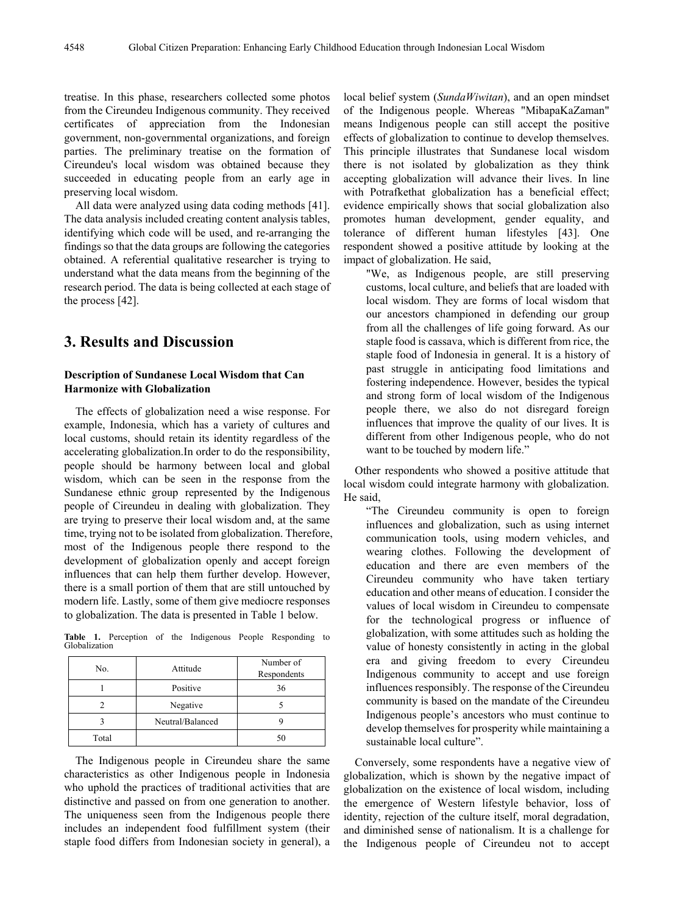treatise. In this phase, researchers collected some photos from the Cireundeu Indigenous community. They received certificates of appreciation from the Indonesian government, non-governmental organizations, and foreign parties. The preliminary treatise on the formation of Cireundeu's local wisdom was obtained because they succeeded in educating people from an early age in preserving local wisdom.

All data were analyzed using data coding methods [41]. The data analysis included creating content analysis tables, identifying which code will be used, and re-arranging the findings so that the data groups are following the categories obtained. A referential qualitative researcher is trying to understand what the data means from the beginning of the research period. The data is being collected at each stage of the process [42].

## 3. Results and Discussion

### Description of Sundanese Local Wisdom that Can Harmonize with Globalization

The effects of globalization need a wise response. For example, Indonesia, which has a variety of cultures and local customs, should retain its identity regardless of the accelerating globalization.In order to do the responsibility, people should be harmony between local and global wisdom, which can be seen in the response from the Sundanese ethnic group represented by the Indigenous people of Cireundeu in dealing with globalization. They are trying to preserve their local wisdom and, at the same time, trying not to be isolated from globalization. Therefore, most of the Indigenous people there respond to the development of globalization openly and accept foreign influences that can help them further develop. However, there is a small portion of them that are still untouched by modern life. Lastly, some of them give mediocre responses to globalization. The data is presented in Table 1 below.

**Table 1.** Perception of the Indigenous People Responding to Globalization

| No. | Attitude | Number of Respondents |
|---|---|---|
| 1 | Positive | 36 |
| 2 | Negative | 5 |
| 3 | Neutral/Balanced | 9 |
| Total | | 50 |

The Indigenous people in Cireundeu share the same characteristics as other Indigenous people in Indonesia who uphold the practices of traditional activities that are distinctive and passed on from one generation to another. The uniqueness seen from the Indigenous people there includes an independent food fulfillment system (their staple food differs from Indonesian society in general), a local belief system (*SundaWiwitan*), and an open mindset of the Indigenous people. Whereas "MibapaKaZaman" means Indigenous people can still accept the positive effects of globalization to continue to develop themselves. This principle illustrates that Sundanese local wisdom there is not isolated by globalization as they think accepting globalization will advance their lives. In line with Potrafkethat globalization has a beneficial effect; evidence empirically shows that social globalization also promotes human development, gender equality, and tolerance of different human lifestyles [43]. One respondent showed a positive attitude by looking at the impact of globalization. He said,

> "We, as Indigenous people, are still preserving customs, local culture, and beliefs that are loaded with local wisdom. They are forms of local wisdom that our ancestors championed in defending our group from all the challenges of life going forward. As our staple food is cassava, which is different from rice, the staple food of Indonesia in general. It is a history of past struggle in anticipating food limitations and fostering independence. However, besides the typical and strong form of local wisdom of the Indigenous people there, we also do not disregard foreign influences that improve the quality of our lives. It is different from other Indigenous people, who do not want to be touched by modern life."

Other respondents who showed a positive attitude that local wisdom could integrate harmony with globalization. He said,

> "The Cireundeu community is open to foreign influences and globalization, such as using internet communication tools, using modern vehicles, and wearing clothes. Following the development of education and there are even members of the Cireundeu community who have taken tertiary education and other means of education. I consider the values of local wisdom in Cireundeu to compensate for the technological progress or influence of globalization, with some attitudes such as holding the value of honesty consistently in acting in the global era and giving freedom to every Cireundeu Indigenous community to accept and use foreign influences responsibly. The response of the Cireundeu community is based on the mandate of the Cireundeu Indigenous people's ancestors who must continue to develop themselves for prosperity while maintaining a sustainable local culture".

Conversely, some respondents have a negative view of globalization, which is shown by the negative impact of globalization on the existence of local wisdom, including the emergence of Western lifestyle behavior, loss of identity, rejection of the culture itself, moral degradation, and diminished sense of nationalism. It is a challenge for the Indigenous people of Cireundeu not to accept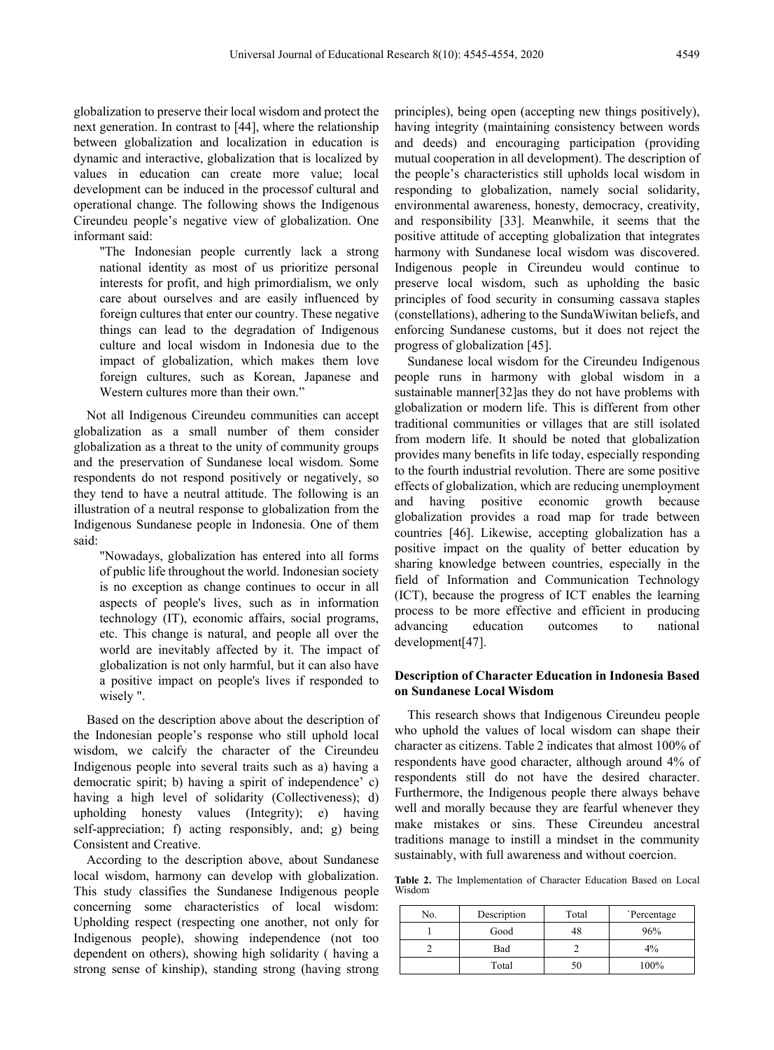globalization to preserve their local wisdom and protect the next generation. In contrast to [44], where the relationship between globalization and localization in education is dynamic and interactive, globalization that is localized by values in education can create more value; local development can be induced in the processof cultural and operational change. The following shows the Indigenous Cireundeu people's negative view of globalization. One informant said:

> "The Indonesian people currently lack a strong national identity as most of us prioritize personal interests for profit, and high primordialism, we only care about ourselves and are easily influenced by foreign cultures that enter our country. These negative things can lead to the degradation of Indigenous culture and local wisdom in Indonesia due to the impact of globalization, which makes them love foreign cultures, such as Korean, Japanese and Western cultures more than their own."

Not all Indigenous Cireundeu communities can accept globalization as a small number of them consider globalization as a threat to the unity of community groups and the preservation of Sundanese local wisdom. Some respondents do not respond positively or negatively, so they tend to have a neutral attitude. The following is an illustration of a neutral response to globalization from the Indigenous Sundanese people in Indonesia. One of them said:

> "Nowadays, globalization has entered into all forms of public life throughout the world. Indonesian society is no exception as change continues to occur in all aspects of people's lives, such as in information technology (IT), economic affairs, social programs, etc. This change is natural, and people all over the world are inevitably affected by it. The impact of globalization is not only harmful, but it can also have a positive impact on people's lives if responded to wisely ".

Based on the description above about the description of the Indonesian people's response who still uphold local wisdom, we calcify the character of the Cireundeu Indigenous people into several traits such as a) having a democratic spirit; b) having a spirit of independence' c) having a high level of solidarity (Collectiveness); d) upholding honesty values (Integrity); e) having self-appreciation; f) acting responsibly, and; g) being Consistent and Creative.

According to the description above, about Sundanese local wisdom, harmony can develop with globalization. This study classifies the Sundanese Indigenous people concerning some characteristics of local wisdom: Upholding respect (respecting one another, not only for Indigenous people), showing independence (not too dependent on others), showing high solidarity ( having a strong sense of kinship), standing strong (having strong principles), being open (accepting new things positively), having integrity (maintaining consistency between words and deeds) and encouraging participation (providing mutual cooperation in all development). The description of the people's characteristics still upholds local wisdom in responding to globalization, namely social solidarity, environmental awareness, honesty, democracy, creativity, and responsibility [33]. Meanwhile, it seems that the positive attitude of accepting globalization that integrates harmony with Sundanese local wisdom was discovered. Indigenous people in Cireundeu would continue to preserve local wisdom, such as upholding the basic principles of food security in consuming cassava staples (constellations), adhering to the SundaWiwitan beliefs, and enforcing Sundanese customs, but it does not reject the progress of globalization [45].

Sundanese local wisdom for the Cireundeu Indigenous people runs in harmony with global wisdom in a sustainable manner[32]as they do not have problems with globalization or modern life. This is different from other traditional communities or villages that are still isolated from modern life. It should be noted that globalization provides many benefits in life today, especially responding to the fourth industrial revolution. There are some positive effects of globalization, which are reducing unemployment and having positive economic growth because globalization provides a road map for trade between countries [46]. Likewise, accepting globalization has a positive impact on the quality of better education by sharing knowledge between countries, especially in the field of Information and Communication Technology (ICT), because the progress of ICT enables the learning process to be more effective and efficient in producing advancing education outcomes to national development[47].

### Description of Character Education in Indonesia Based on Sundanese Local Wisdom

This research shows that Indigenous Cireundeu people who uphold the values of local wisdom can shape their character as citizens. Table 2 indicates that almost 100% of respondents have good character, although around 4% of respondents still do not have the desired character. Furthermore, the Indigenous people there always behave well and morally because they are fearful whenever they make mistakes or sins. These Cireundeu ancestral traditions manage to instill a mindset in the community sustainably, with full awareness and without coercion.

**Table 2.** The Implementation of Character Education Based on Local Wisdom

| No. | Description | Total | `Percentage |
|---|---|---|---|
| 1 | Good | 48 | 96% |
| 2 | Bad | 2 | 4% |
| | Total | 50 | 100% |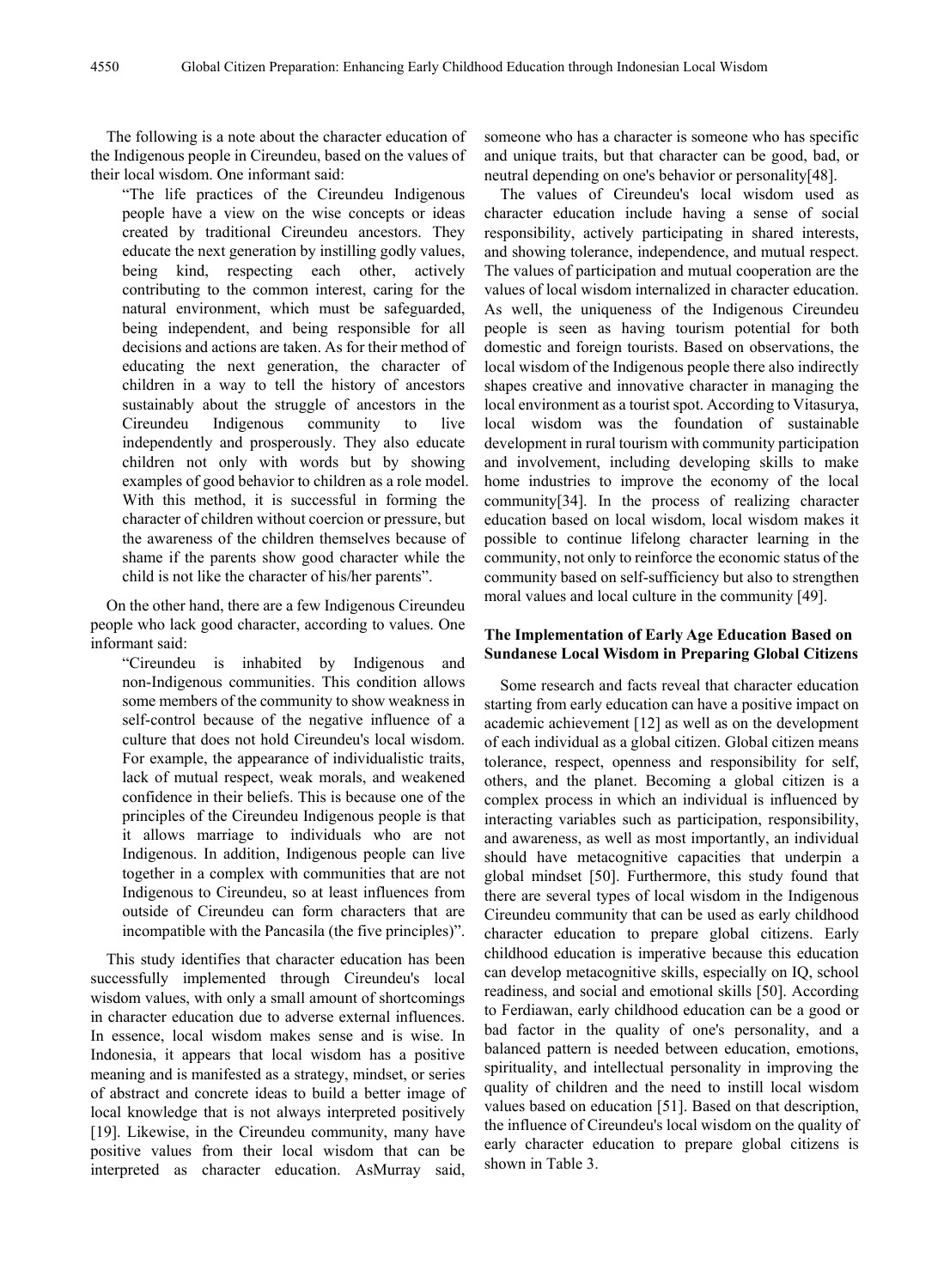The following is a note about the character education of the Indigenous people in Cireundeu, based on the values of their local wisdom. One informant said:

> "The life practices of the Cireundeu Indigenous people have a view on the wise concepts or ideas created by traditional Cireundeu ancestors. They educate the next generation by instilling godly values, being kind, respecting each other, actively contributing to the common interest, caring for the natural environment, which must be safeguarded, being independent, and being responsible for all decisions and actions are taken. As for their method of educating the next generation, the character of children in a way to tell the history of ancestors sustainably about the struggle of ancestors in the Cireundeu Indigenous community to live independently and prosperously. They also educate children not only with words but by showing examples of good behavior to children as a role model. With this method, it is successful in forming the character of children without coercion or pressure, but the awareness of the children themselves because of shame if the parents show good character while the child is not like the character of his/her parents".

On the other hand, there are a few Indigenous Cireundeu people who lack good character, according to values. One informant said:

> "Cireundeu is inhabited by Indigenous and non-Indigenous communities. This condition allows some members of the community to show weakness in self-control because of the negative influence of a culture that does not hold Cireundeu's local wisdom. For example, the appearance of individualistic traits, lack of mutual respect, weak morals, and weakened confidence in their beliefs. This is because one of the principles of the Cireundeu Indigenous people is that it allows marriage to individuals who are not Indigenous. In addition, Indigenous people can live together in a complex with communities that are not Indigenous to Cireundeu, so at least influences from outside of Cireundeu can form characters that are incompatible with the Pancasila (the five principles)".

This study identifies that character education has been successfully implemented through Cireundeu's local wisdom values, with only a small amount of shortcomings in character education due to adverse external influences. In essence, local wisdom makes sense and is wise. In Indonesia, it appears that local wisdom has a positive meaning and is manifested as a strategy, mindset, or series of abstract and concrete ideas to build a better image of local knowledge that is not always interpreted positively [19]. Likewise, in the Cireundeu community, many have positive values from their local wisdom that can be interpreted as character education. AsMurray said, someone who has a character is someone who has specific and unique traits, but that character can be good, bad, or neutral depending on one's behavior or personality[48].

The values of Cireundeu's local wisdom used as character education include having a sense of social responsibility, actively participating in shared interests, and showing tolerance, independence, and mutual respect. The values of participation and mutual cooperation are the values of local wisdom internalized in character education. As well, the uniqueness of the Indigenous Cireundeu people is seen as having tourism potential for both domestic and foreign tourists. Based on observations, the local wisdom of the Indigenous people there also indirectly shapes creative and innovative character in managing the local environment as a tourist spot. According to Vitasurya, local wisdom was the foundation of sustainable development in rural tourism with community participation and involvement, including developing skills to make home industries to improve the economy of the local community[34]. In the process of realizing character education based on local wisdom, local wisdom makes it possible to continue lifelong character learning in the community, not only to reinforce the economic status of the community based on self-sufficiency but also to strengthen moral values and local culture in the community [49].

### The Implementation of Early Age Education Based on Sundanese Local Wisdom in Preparing Global Citizens

Some research and facts reveal that character education starting from early education can have a positive impact on academic achievement [12] as well as on the development of each individual as a global citizen. Global citizen means tolerance, respect, openness and responsibility for self, others, and the planet. Becoming a global citizen is a complex process in which an individual is influenced by interacting variables such as participation, responsibility, and awareness, as well as most importantly, an individual should have metacognitive capacities that underpin a global mindset [50]. Furthermore, this study found that there are several types of local wisdom in the Indigenous Cireundeu community that can be used as early childhood character education to prepare global citizens. Early childhood education is imperative because this education can develop metacognitive skills, especially on IQ, school readiness, and social and emotional skills [50]. According to Ferdiawan, early childhood education can be a good or bad factor in the quality of one's personality, and a balanced pattern is needed between education, emotions, spirituality, and intellectual personality in improving the quality of children and the need to instill local wisdom values based on education [51]. Based on that description, the influence of Cireundeu's local wisdom on the quality of early character education to prepare global citizens is shown in Table 3.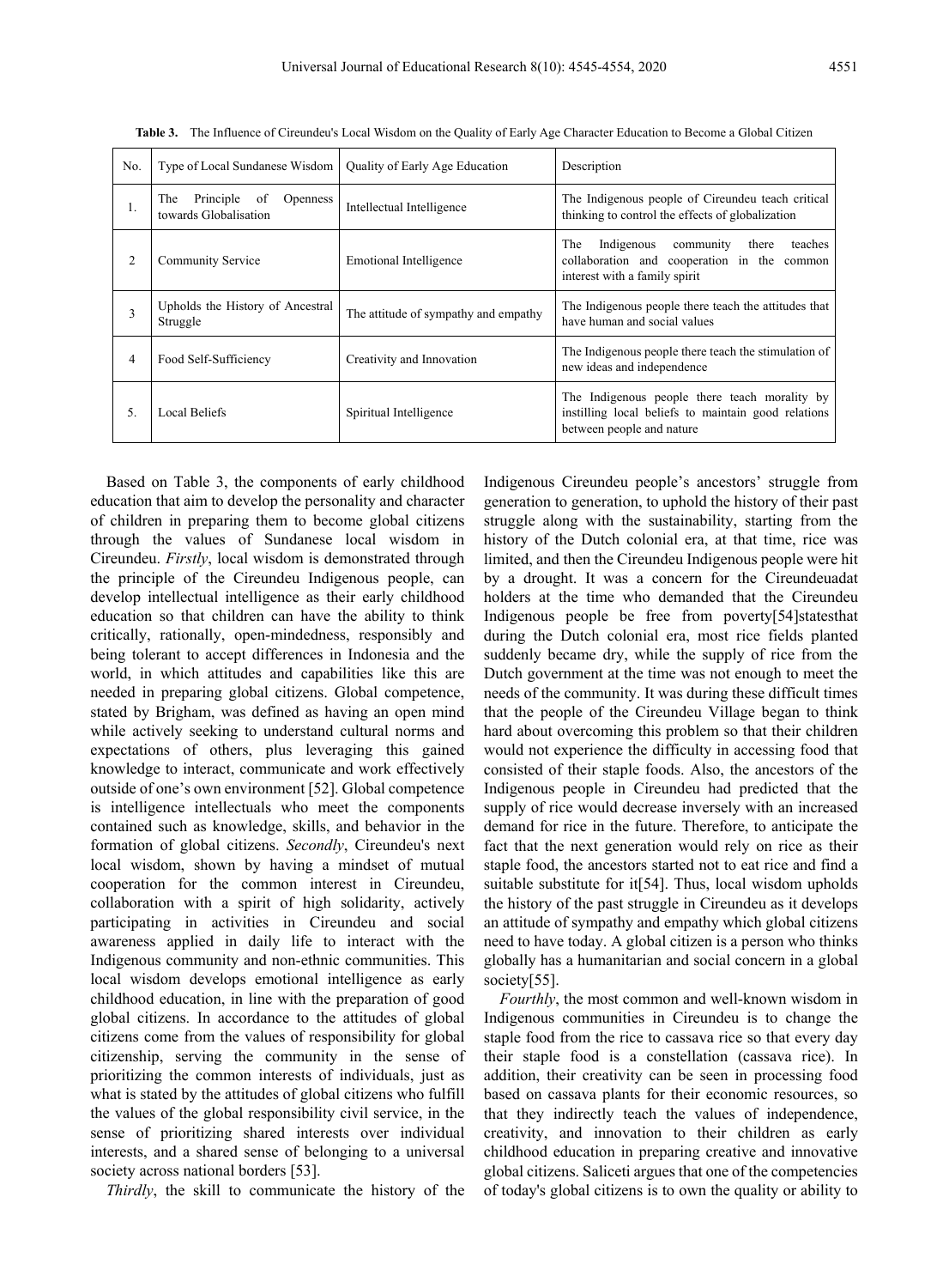**Table 3.** The Influence of Cireundeu's Local Wisdom on the Quality of Early Age Character Education to Become a Global Citizen

| No. | Type of Local Sundanese Wisdom | Quality of Early Age Education | Description |
|---|---|---|---|
| 1. | The Principle of Openness towards Globalisation | Intellectual Intelligence | The Indigenous people of Cireundeu teach critical thinking to control the effects of globalization |
| 2 | Community Service | Emotional Intelligence | The Indigenous community there teaches collaboration and cooperation in the common interest with a family spirit |
| 3 | Upholds the History of Ancestral Struggle | The attitude of sympathy and empathy | The Indigenous people there teach the attitudes that have human and social values |
| 4 | Food Self-Sufficiency | Creativity and Innovation | The Indigenous people there teach the stimulation of new ideas and independence |
| 5. | Local Beliefs | Spiritual Intelligence | The Indigenous people there teach morality by instilling local beliefs to maintain good relations between people and nature |

Based on Table 3, the components of early childhood education that aim to develop the personality and character of children in preparing them to become global citizens through the values of Sundanese local wisdom in Cireundeu. *Firstly*, local wisdom is demonstrated through the principle of the Cireundeu Indigenous people, can develop intellectual intelligence as their early childhood education so that children can have the ability to think critically, rationally, open-mindedness, responsibly and being tolerant to accept differences in Indonesia and the world, in which attitudes and capabilities like this are needed in preparing global citizens. Global competence, stated by Brigham, was defined as having an open mind while actively seeking to understand cultural norms and expectations of others, plus leveraging this gained knowledge to interact, communicate and work effectively outside of one's own environment [52]. Global competence is intelligence intellectuals who meet the components contained such as knowledge, skills, and behavior in the formation of global citizens. *Secondly*, Cireundeu's next local wisdom, shown by having a mindset of mutual cooperation for the common interest in Cireundeu, collaboration with a spirit of high solidarity, actively participating in activities in Cireundeu and social awareness applied in daily life to interact with the Indigenous community and non-ethnic communities. This local wisdom develops emotional intelligence as early childhood education, in line with the preparation of good global citizens. In accordance to the attitudes of global citizens come from the values of responsibility for global citizenship, serving the community in the sense of prioritizing the common interests of individuals, just as what is stated by the attitudes of global citizens who fulfill the values of the global responsibility civil service, in the sense of prioritizing shared interests over individual interests, and a shared sense of belonging to a universal society across national borders [53].

*Thirdly*, the skill to communicate the history of the Indigenous Cireundeu people's ancestors' struggle from generation to generation, to uphold the history of their past struggle along with the sustainability, starting from the history of the Dutch colonial era, at that time, rice was limited, and then the Cireundeu Indigenous people were hit by a drought. It was a concern for the Cireundeuadat holders at the time who demanded that the Cireundeu Indigenous people be free from poverty[54]statesthat during the Dutch colonial era, most rice fields planted suddenly became dry, while the supply of rice from the Dutch government at the time was not enough to meet the needs of the community. It was during these difficult times that the people of the Cireundeu Village began to think hard about overcoming this problem so that their children would not experience the difficulty in accessing food that consisted of their staple foods. Also, the ancestors of the Indigenous people in Cireundeu had predicted that the supply of rice would decrease inversely with an increased demand for rice in the future. Therefore, to anticipate the fact that the next generation would rely on rice as their staple food, the ancestors started not to eat rice and find a suitable substitute for it[54]. Thus, local wisdom upholds the history of the past struggle in Cireundeu as it develops an attitude of sympathy and empathy which global citizens need to have today. A global citizen is a person who thinks globally has a humanitarian and social concern in a global society[55].

*Fourthly*, the most common and well-known wisdom in Indigenous communities in Cireundeu is to change the staple food from the rice to cassava rice so that every day their staple food is a constellation (cassava rice). In addition, their creativity can be seen in processing food based on cassava plants for their economic resources, so that they indirectly teach the values of independence, creativity, and innovation to their children as early childhood education in preparing creative and innovative global citizens. Saliceti argues that one of the competencies of today's global citizens is to own the quality or ability to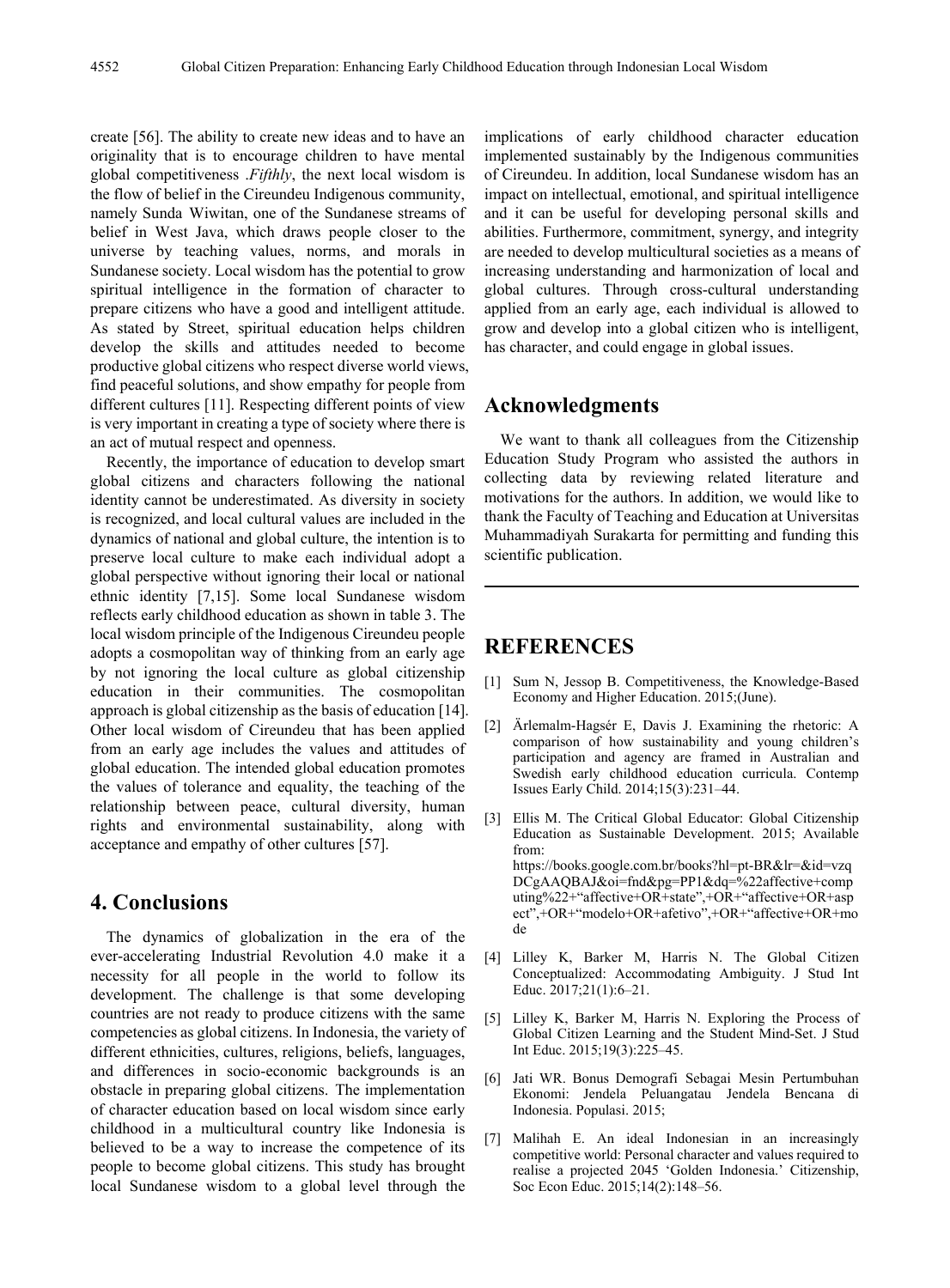create [56]. The ability to create new ideas and to have an originality that is to encourage children to have mental global competitiveness .*Fifthly*, the next local wisdom is the flow of belief in the Cireundeu Indigenous community, namely Sunda Wiwitan, one of the Sundanese streams of belief in West Java, which draws people closer to the universe by teaching values, norms, and morals in Sundanese society. Local wisdom has the potential to grow spiritual intelligence in the formation of character to prepare citizens who have a good and intelligent attitude. As stated by Street, spiritual education helps children develop the skills and attitudes needed to become productive global citizens who respect diverse world views, find peaceful solutions, and show empathy for people from different cultures [11]. Respecting different points of view is very important in creating a type of society where there is an act of mutual respect and openness.

Recently, the importance of education to develop smart global citizens and characters following the national identity cannot be underestimated. As diversity in society is recognized, and local cultural values are included in the dynamics of national and global culture, the intention is to preserve local culture to make each individual adopt a global perspective without ignoring their local or national ethnic identity [7,15]. Some local Sundanese wisdom reflects early childhood education as shown in table 3. The local wisdom principle of the Indigenous Cireundeu people adopts a cosmopolitan way of thinking from an early age by not ignoring the local culture as global citizenship education in their communities. The cosmopolitan approach is global citizenship as the basis of education [14]. Other local wisdom of Cireundeu that has been applied from an early age includes the values and attitudes of global education. The intended global education promotes the values of tolerance and equality, the teaching of the relationship between peace, cultural diversity, human rights and environmental sustainability, along with acceptance and empathy of other cultures [57].

## 4. Conclusions

The dynamics of globalization in the era of the ever-accelerating Industrial Revolution 4.0 make it a necessity for all people in the world to follow its development. The challenge is that some developing countries are not ready to produce citizens with the same competencies as global citizens. In Indonesia, the variety of different ethnicities, cultures, religions, beliefs, languages, and differences in socio-economic backgrounds is an obstacle in preparing global citizens. The implementation of character education based on local wisdom since early childhood in a multicultural country like Indonesia is believed to be a way to increase the competence of its people to become global citizens. This study has brought local Sundanese wisdom to a global level through the implications of early childhood character education implemented sustainably by the Indigenous communities of Cireundeu. In addition, local Sundanese wisdom has an impact on intellectual, emotional, and spiritual intelligence and it can be useful for developing personal skills and abilities. Furthermore, commitment, synergy, and integrity are needed to develop multicultural societies as a means of increasing understanding and harmonization of local and global cultures. Through cross-cultural understanding applied from an early age, each individual is allowed to grow and develop into a global citizen who is intelligent, has character, and could engage in global issues.

## Acknowledgments

We want to thank all colleagues from the Citizenship Education Study Program who assisted the authors in collecting data by reviewing related literature and motivations for the authors. In addition, we would like to thank the Faculty of Teaching and Education at Universitas Muhammadiyah Surakarta for permitting and funding this scientific publication.

## REFERENCES

[1] Sum N, Jessop B. Competitiveness, the Knowledge-Based Economy and Higher Education. 2015;(June).

[2] Ärlemalm-Hagsér E, Davis J. Examining the rhetoric: A comparison of how sustainability and young children's participation and agency are framed in Australian and Swedish early childhood education curricula. Contemp Issues Early Child. 2014;15(3):231–44.

[3] Ellis M. The Critical Global Educator: Global Citizenship Education as Sustainable Development. 2015; Available from: https://books.google.com.br/books?hl=pt-BR&lr=&id=vzqDCgAAQBAJ&oi=fnd&pg=PP1&dq=%22affective+computing%22+"affective+OR+state",+OR+"affective+OR+aspect",+OR+"modelo+OR+afetivo",+OR+"affective+OR+mode

[4] Lilley K, Barker M, Harris N. The Global Citizen Conceptualized: Accommodating Ambiguity. J Stud Int Educ. 2017;21(1):6–21.

[5] Lilley K, Barker M, Harris N. Exploring the Process of Global Citizen Learning and the Student Mind-Set. J Stud Int Educ. 2015;19(3):225–45.

[6] Jati WR. Bonus Demografi Sebagai Mesin Pertumbuhan Ekonomi: Jendela Peluangatau Jendela Bencana di Indonesia. Populasi. 2015;

[7] Malihah E. An ideal Indonesian in an increasingly competitive world: Personal character and values required to realise a projected 2045 'Golden Indonesia.' Citizenship, Soc Econ Educ. 2015;14(2):148–56.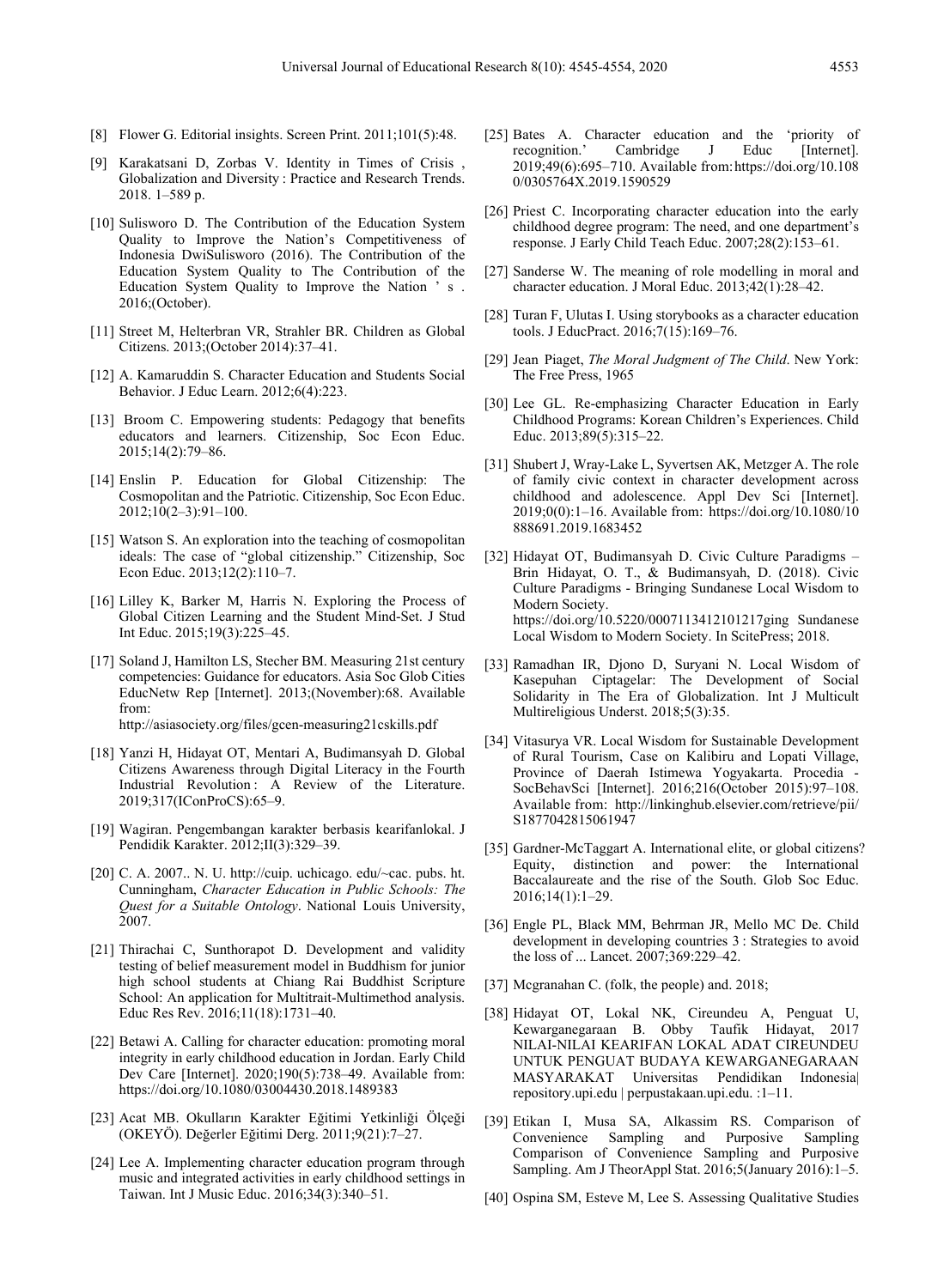[8] Flower G. Editorial insights. Screen Print. 2011;101(5):48.

[9] Karakatsani D, Zorbas V. Identity in Times of Crisis , Globalization and Diversity : Practice and Research Trends. 2018. 1–589 p.

[10] Sulisworo D. The Contribution of the Education System Quality to Improve the Nation's Competitiveness of Indonesia DwiSulisworo (2016). The Contribution of the Education System Quality to The Contribution of the Education System Quality to Improve the Nation ' s . 2016;(October).

[11] Street M, Helterbran VR, Strahler BR. Children as Global Citizens. 2013;(October 2014):37–41.

[12] A. Kamaruddin S. Character Education and Students Social Behavior. J Educ Learn. 2012;6(4):223.

[13] Broom C. Empowering students: Pedagogy that benefits educators and learners. Citizenship, Soc Econ Educ. 2015;14(2):79–86.

[14] Enslin P. Education for Global Citizenship: The Cosmopolitan and the Patriotic. Citizenship, Soc Econ Educ. 2012;10(2–3):91–100.

[15] Watson S. An exploration into the teaching of cosmopolitan ideals: The case of "global citizenship." Citizenship, Soc Econ Educ. 2013;12(2):110–7.

[16] Lilley K, Barker M, Harris N. Exploring the Process of Global Citizen Learning and the Student Mind-Set. J Stud Int Educ. 2015;19(3):225–45.

[17] Soland J, Hamilton LS, Stecher BM. Measuring 21st century competencies: Guidance for educators. Asia Soc Glob Cities EducNetw Rep [Internet]. 2013;(November):68. Available from: http://asiasociety.org/files/gcen-measuring21cskills.pdf

[18] Yanzi H, Hidayat OT, Mentari A, Budimansyah D. Global Citizens Awareness through Digital Literacy in the Fourth Industrial Revolution : A Review of the Literature. 2019;317(IConProCS):65–9.

[19] Wagiran. Pengembangan karakter berbasis kearifanlokal. J Pendidik Karakter. 2012;II(3):329–39.

[20] C. A. 2007.. N. U. http://cuip. uchicago. edu/~cac. pubs. ht. Cunningham, *Character Education in Public Schools: The Quest for a Suitable Ontology*. National Louis University, 2007.

[21] Thirachai C, Sunthorapot D. Development and validity testing of belief measurement model in Buddhism for junior high school students at Chiang Rai Buddhist Scripture School: An application for Multitrait-Multimethod analysis. Educ Res Rev. 2016;11(18):1731–40.

[22] Betawi A. Calling for character education: promoting moral integrity in early childhood education in Jordan. Early Child Dev Care [Internet]. 2020;190(5):738–49. Available from: https://doi.org/10.1080/03004430.2018.1489383

[23] Acat MB. Okulların Karakter Eğitimi Yetkinliği Ölçeği (OKEYÖ). Değerler Eğitimi Derg. 2011;9(21):7–27.

[24] Lee A. Implementing character education program through music and integrated activities in early childhood settings in Taiwan. Int J Music Educ. 2016;34(3):340–51.

[25] Bates A. Character education and the 'priority of recognition.' Cambridge J Educ [Internet]. 2019;49(6):695–710. Available from: https://doi.org/10.1080/0305764X.2019.1590529

[26] Priest C. Incorporating character education into the early childhood degree program: The need, and one department's response. J Early Child Teach Educ. 2007;28(2):153–61.

[27] Sanderse W. The meaning of role modelling in moral and character education. J Moral Educ. 2013;42(1):28–42.

[28] Turan F, Ulutas I. Using storybooks as a character education tools. J EducPract. 2016;7(15):169–76.

[29] Jean Piaget, *The Moral Judgment of The Child*. New York: The Free Press, 1965

[30] Lee GL. Re-emphasizing Character Education in Early Childhood Programs: Korean Children's Experiences. Child Educ. 2013;89(5):315–22.

[31] Shubert J, Wray-Lake L, Syvertsen AK, Metzger A. The role of family civic context in character development across childhood and adolescence. Appl Dev Sci [Internet]. 2019;0(0):1–16. Available from: https://doi.org/10.1080/10888691.2019.1683452

[32] Hidayat OT, Budimansyah D. Civic Culture Paradigms – Brin Hidayat, O. T., & Budimansyah, D. (2018). Civic Culture Paradigms - Bringing Sundanese Local Wisdom to Modern Society. https://doi.org/10.5220/0007113412101217ging Sundanese Local Wisdom to Modern Society. In ScitePress; 2018.

[33] Ramadhan IR, Djono D, Suryani N. Local Wisdom of Kasepuhan Ciptagelar: The Development of Social Solidarity in The Era of Globalization. Int J Multicult Multireligious Underst. 2018;5(3):35.

[34] Vitasurya VR. Local Wisdom for Sustainable Development of Rural Tourism, Case on Kalibiru and Lopati Village, Province of Daerah Istimewa Yogyakarta. Procedia - SocBehavSci [Internet]. 2016;216(October 2015):97–108. Available from: http://linkinghub.elsevier.com/retrieve/pii/S1877042815061947

[35] Gardner-McTaggart A. International elite, or global citizens? Equity, distinction and power: the International Baccalaureate and the rise of the South. Glob Soc Educ. 2016;14(1):1–29.

[36] Engle PL, Black MM, Behrman JR, Mello MC De. Child development in developing countries 3 : Strategies to avoid the loss of ... Lancet. 2007;369:229–42.

[37] Mcgranahan C. (folk, the people) and. 2018;

[38] Hidayat OT, Lokal NK, Cireundeu A, Penguat U, Kewarganegaraan B. Obby Taufik Hidayat, 2017 NILAI-NILAI KEARIFAN LOKAL ADAT CIREUNDEU UNTUK PENGUAT BUDAYA KEWARGANEGARAAN MASYARAKAT Universitas Pendidikan Indonesia| repository.upi.edu | perpustakaan.upi.edu. :1–11.

[39] Etikan I, Musa SA, Alkassim RS. Comparison of Convenience Sampling and Purposive Sampling Comparison of Convenience Sampling and Purposive Sampling. Am J TheorAppl Stat. 2016;5(January 2016):1–5.

[40] Ospina SM, Esteve M, Lee S. Assessing Qualitative Studies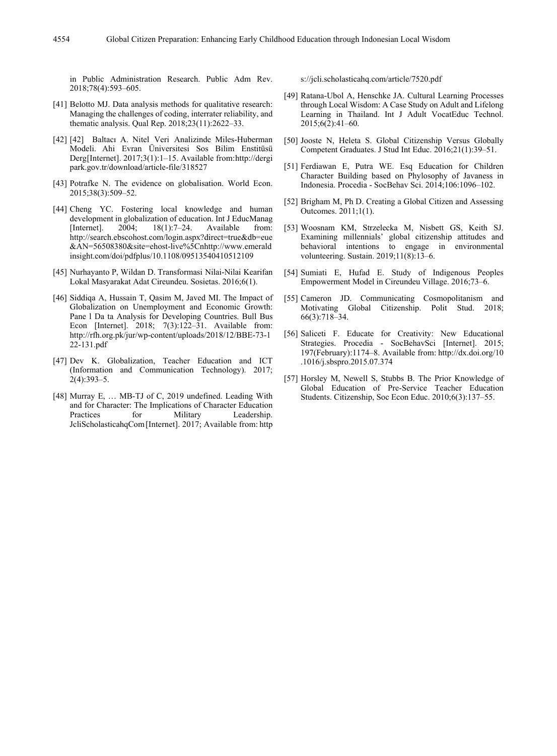in Public Administration Research. Public Adm Rev. 2018;78(4):593–605.

[41] Belotto MJ. Data analysis methods for qualitative research: Managing the challenges of coding, interrater reliability, and thematic analysis. Qual Rep. 2018;23(11):2622–33.

[42] [42] Baltacı A. Nitel Veri Analizinde Miles-Huberman Modeli. Ahi Evran Üniversitesi Sos Bilim Enstitüsü Derg[Internet]. 2017;3(1):1–15. Available from:http://dergipark.gov.tr/download/article-file/318527

[43] Potrafke N. The evidence on globalisation. World Econ. 2015;38(3):509–52.

[44] Cheng YC. Fostering local knowledge and human development in globalization of education. Int J EducManag [Internet]. 2004; 18(1):7–24. Available from: http://search.ebscohost.com/login.aspx?direct=true&db=eue&AN=56508380&site=ehost-live%5Cnhttp://www.emeraldinsight.com/doi/pdfplus/10.1108/09513540410512109

[45] Nurhayanto P, Wildan D. Transformasi Nilai-Nilai Kearifan Lokal Masyarakat Adat Cireundeu. Sosietas. 2016;6(1).

[46] Siddiqa A, Hussain T, Qasim M, Javed MI. The Impact of Globalization on Unemployment and Economic Growth: Pane l Da ta Analysis for Developing Countries. Bull Bus Econ [Internet]. 2018; 7(3):122–31. Available from: http://rfh.org.pk/jur/wp-content/uploads/2018/12/BBE-73-122-131.pdf

[47] Dev K. Globalization, Teacher Education and ICT (Information and Communication Technology). 2017; 2(4):393–5.

[48] Murray E, … MB-TJ of C, 2019 undefined. Leading With and for Character: The Implications of Character Education Practices for Military Leadership. JcliScholasticahqCom [Internet]. 2017; Available from: https://jcli.scholasticahq.com/article/7520.pdf

[49] Ratana-Ubol A, Henschke JA. Cultural Learning Processes through Local Wisdom: A Case Study on Adult and Lifelong Learning in Thailand. Int J Adult VocatEduc Technol. 2015;6(2):41–60.

[50] Jooste N, Heleta S. Global Citizenship Versus Globally Competent Graduates. J Stud Int Educ. 2016;21(1):39–51.

[51] Ferdiawan E, Putra WE. Esq Education for Children Character Building based on Phylosophy of Javaness in Indonesia. Procedia - SocBehav Sci. 2014;106:1096–102.

[52] Brigham M, Ph D. Creating a Global Citizen and Assessing Outcomes. 2011;1(1).

[53] Woosnam KM, Strzelecka M, Nisbett GS, Keith SJ. Examining millennials' global citizenship attitudes and behavioral intentions to engage in environmental volunteering. Sustain. 2019;11(8):13–6.

[54] Sumiati E, Hufad E. Study of Indigenous Peoples Empowerment Model in Cireundeu Village. 2016;73–6.

[55] Cameron JD. Communicating Cosmopolitanism and Motivating Global Citizenship. Polit Stud. 2018; 66(3):718–34.

[56] Saliceti F. Educate for Creativity: New Educational Strategies. Procedia - SocBehavSci [Internet]. 2015; 197(February):1174–8. Available from: http://dx.doi.org/10.1016/j.sbspro.2015.07.374

[57] Horsley M, Newell S, Stubbs B. The Prior Knowledge of Global Education of Pre-Service Teacher Education Students. Citizenship, Soc Econ Educ. 2010;6(3):137–55.